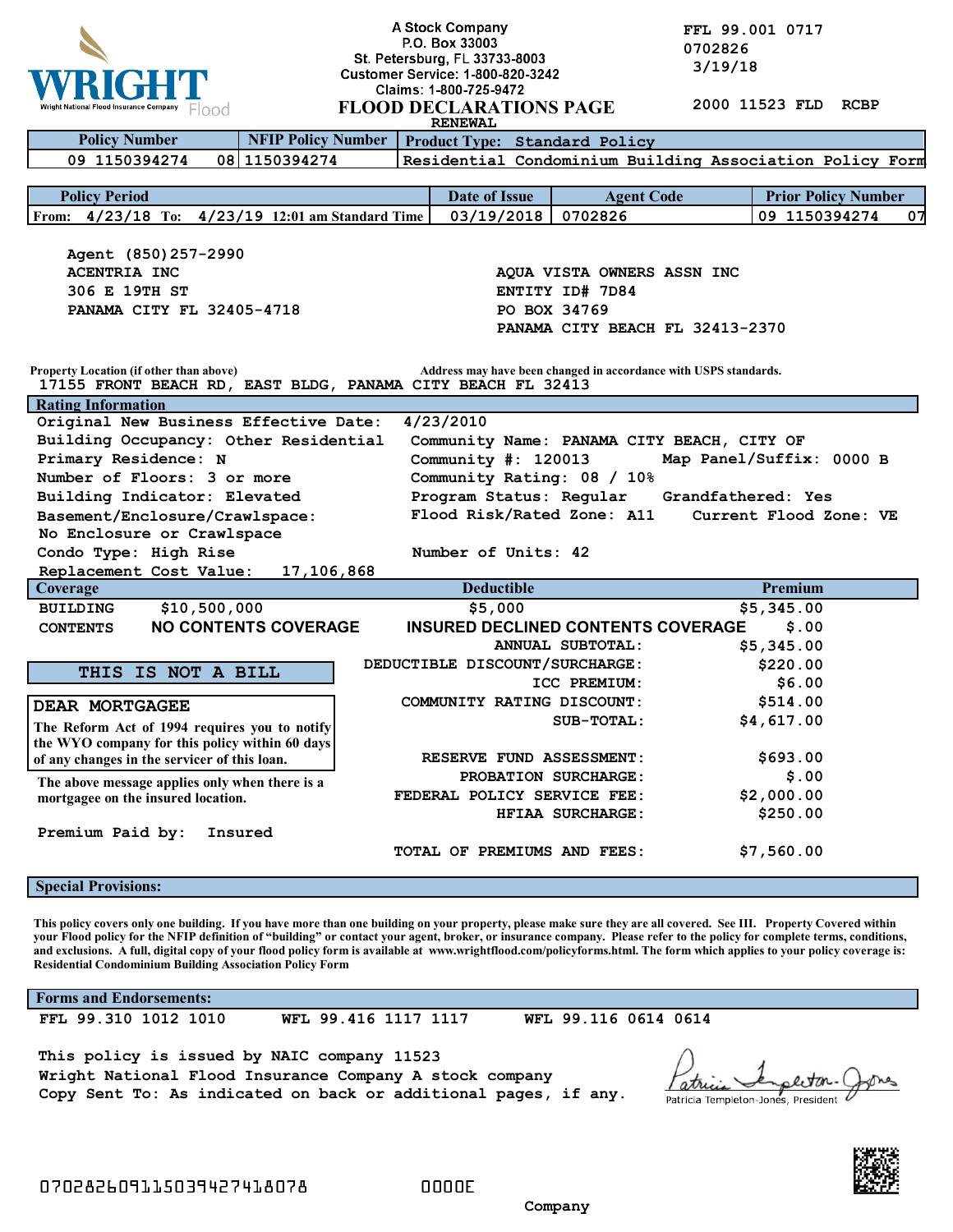WRIGHT Flood
Wright National Flood Insurance Company

A Stock Company
P.O. Box 33003
St. Petersburg, FL 33733-8003
Customer Service: 1-800-820-3242
Claims: 1-800-725-9472

# FLOOD DECLARATIONS PAGE

RENEWAL

FFL 99.001 0717
0702826
3/19/18

2000 11523 FLD RCBP

| Policy Number | NFIP Policy Number | Product Type: Standard Policy |
|---|---|---|
| 09 1150394274 | 08 1150394274 | Residential Condominium Building Association Policy Form |

| Policy Period | Date of Issue | Agent Code | Prior Policy Number |
|---|---|---|---|
| From: 4/23/18 To: 4/23/19 12:01 am Standard Time | 03/19/2018 | 0702826 | 09 1150394274 07 |

Agent (850)257-2990
ACENTRIA INC
306 E 19TH ST
PANAMA CITY FL 32405-4718

AQUA VISTA OWNERS ASSN INC
ENTITY ID# 7D84
PO BOX 34769
PANAMA CITY BEACH FL 32413-2370

Property Location (if other than above)
17155 FRONT BEACH RD, EAST BLDG, PANAMA CITY BEACH FL 32413

Address may have been changed in accordance with USPS standards.

## Rating Information

Original New Business Effective Date: 4/23/2010
Building Occupancy: Other Residential
Primary Residence: N
Number of Floors: 3 or more
Building Indicator: Elevated
Basement/Enclosure/Crawlspace: No Enclosure or Crawlspace
Condo Type: High Rise
Replacement Cost Value: 17,106,868

Community Name: PANAMA CITY BEACH, CITY OF
Community #: 120013 Map Panel/Suffix: 0000 B
Community Rating: 08 / 10%
Program Status: Regular Grandfathered: Yes
Flood Risk/Rated Zone: A11 Current Flood Zone: VE
Number of Units: 42

| Coverage | | Deductible | Premium |
|---|---|---|---|
| BUILDING | $10,500,000 | $5,000 | $5,345.00 |
| CONTENTS | NO CONTENTS COVERAGE | INSURED DECLINED CONTENTS COVERAGE | $.00 |
| | | ANNUAL SUBTOTAL: | $5,345.00 |
| | | DEDUCTIBLE DISCOUNT/SURCHARGE: | $220.00 |
| | | ICC PREMIUM: | $6.00 |
| | | COMMUNITY RATING DISCOUNT: | $514.00 |
| | | SUB-TOTAL: | $4,617.00 |
| | | RESERVE FUND ASSESSMENT: | $693.00 |
| | | PROBATION SURCHARGE: | $.00 |
| | | FEDERAL POLICY SERVICE FEE: | $2,000.00 |
| | | HFIAA SURCHARGE: | $250.00 |
| | | TOTAL OF PREMIUMS AND FEES: | $7,560.00 |

**THIS IS NOT A BILL**

**DEAR MORTGAGEE**

The Reform Act of 1994 requires you to notify the WYO company for this policy within 60 days of any changes in the servicer of this loan.

The above message applies only when there is a mortgagee on the insured location.

Premium Paid by: Insured

## Special Provisions:

This policy covers only one building. If you have more than one building on your property, please make sure they are all covered. See III. Property Covered within your Flood policy for the NFIP definition of "building" or contact your agent, broker, or insurance company. Please refer to the policy for complete terms, conditions, and exclusions. A full, digital copy of your flood policy form is available at www.wrightflood.com/policyforms.html. The form which applies to your policy coverage is: Residential Condominium Building Association Policy Form

## Forms and Endorsements:

FFL 99.310 1012 1010 WFL 99.416 1117 1117 WFL 99.116 0614 0614

This policy is issued by NAIC company 11523
Wright National Flood Insurance Company A stock company
Copy Sent To: As indicated on back or additional pages, if any.

Patricia Templeton-Jones, President

07028260911503942741807​8 0000E

Company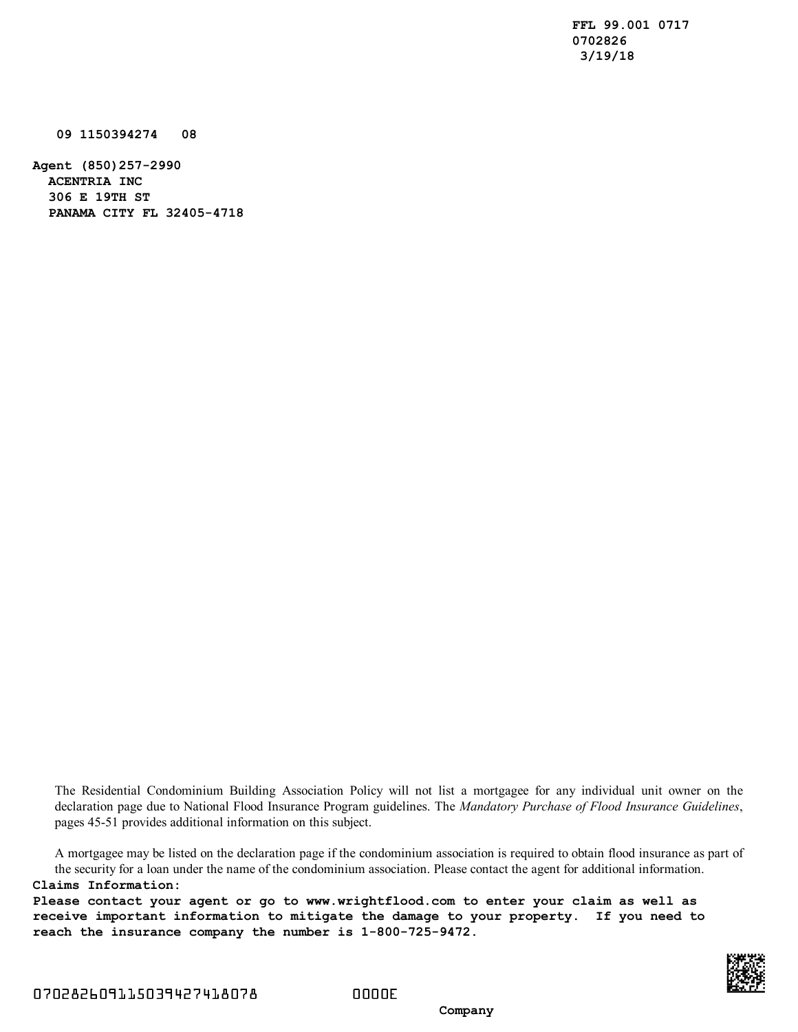FFL 99.001 0717
0702826
3/19/18

09 1150394274 08

**Agent (850)257-2990**
**ACENTRIA INC**
**306 E 19TH ST**
**PANAMA CITY FL 32405-4718**

The Residential Condominium Building Association Policy will not list a mortgagee for any individual unit owner on the declaration page due to National Flood Insurance Program guidelines. The *Mandatory Purchase of Flood Insurance Guidelines*, pages 45-51 provides additional information on this subject.

A mortgagee may be listed on the declaration page if the condominium association is required to obtain flood insurance as part of the security for a loan under the name of the condominium association. Please contact the agent for additional information.

**Claims Information:**
**Please contact your agent or go to www.wrightflood.com to enter your claim as well as receive important information to mitigate the damage to your property. If you need to reach the insurance company the number is 1-800-725-9472.**

070282609115039427418078 0000E

**Company**